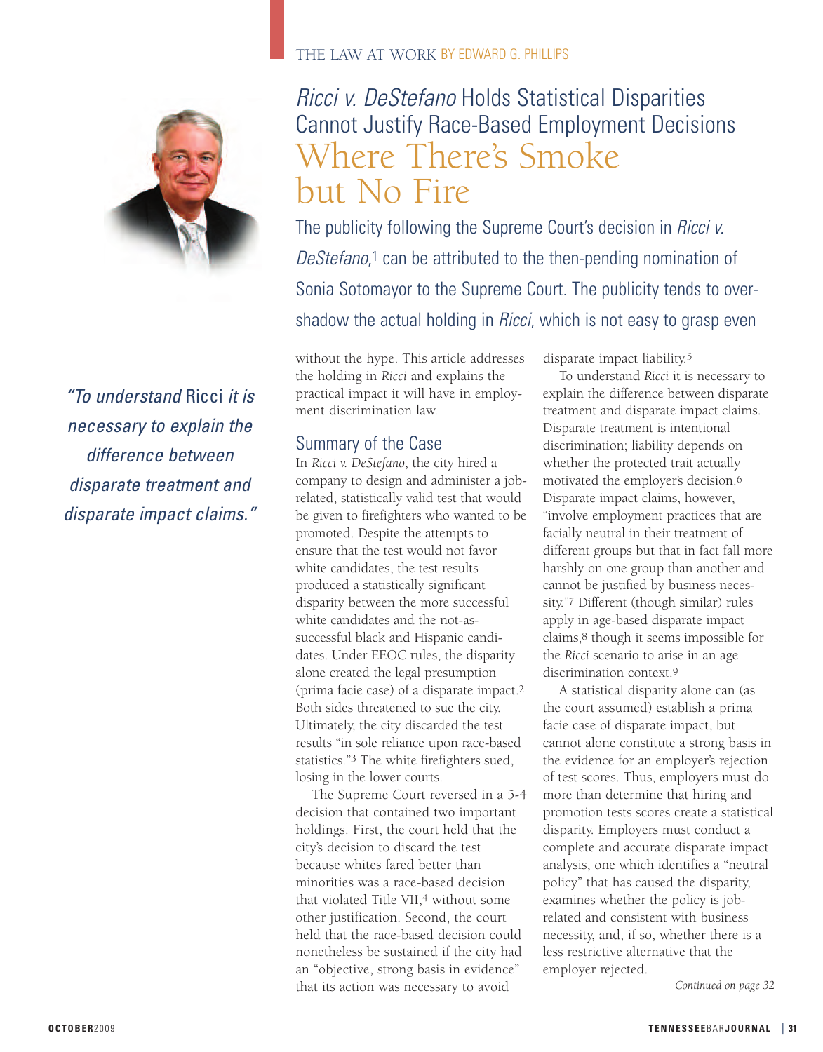THE LAW AT WORK BY EDWARD G. PHILLIPS

# *Ricci v. DeStefano* Holds Statistical Disparities Cannot Justify Race-Based Employment Decisions

# Where There's Smoke but No Fire

The publicity following the Supreme Court's decision in *Ricci v. DeStefano*,[1] can be attributed to the then-pending nomination of Sonia Sotomayor to the Supreme Court. The publicity tends to overshadow the actual holding in *Ricci*, which is not easy to grasp even without the hype. This article addresses the holding in *Ricci* and explains the practical impact it will have in employment discrimination law.

*"To understand* Ricci *it is necessary to explain the difference between disparate treatment and disparate impact claims."*

## Summary of the Case

In *Ricci v. DeStefano*, the city hired a company to design and administer a job-related, statistically valid test that would be given to firefighters who wanted to be promoted. Despite the attempts to ensure that the test would not favor white candidates, the test results produced a statistically significant disparity between the more successful white candidates and the not-as-successful black and Hispanic candidates. Under EEOC rules, the disparity alone created the legal presumption (prima facie case) of a disparate impact.[2] Both sides threatened to sue the city. Ultimately, the city discarded the test results "in sole reliance upon race-based statistics."[3] The white firefighters sued, losing in the lower courts.

The Supreme Court reversed in a 5-4 decision that contained two important holdings. First, the court held that the city's decision to discard the test because whites fared better than minorities was a race-based decision that violated Title VII,[4] without some other justification. Second, the court held that the race-based decision could nonetheless be sustained if the city had an "objective, strong basis in evidence" that its action was necessary to avoid disparate impact liability.[5]

To understand *Ricci* it is necessary to explain the difference between disparate treatment and disparate impact claims. Disparate treatment is intentional discrimination; liability depends on whether the protected trait actually motivated the employer's decision.[6] Disparate impact claims, however, "involve employment practices that are facially neutral in their treatment of different groups but that in fact fall more harshly on one group than another and cannot be justified by business necessity."[7] Different (though similar) rules apply in age-based disparate impact claims,[8] though it seems impossible for the *Ricci* scenario to arise in an age discrimination context.[9]

A statistical disparity alone can (as the court assumed) establish a prima facie case of disparate impact, but cannot alone constitute a strong basis in the evidence for an employer's rejection of test scores. Thus, employers must do more than determine that hiring and promotion tests scores create a statistical disparity. Employers must conduct a complete and accurate disparate impact analysis, one which identifies a "neutral policy" that has caused the disparity, examines whether the policy is job-related and consistent with business necessity, and, if so, whether there is a less restrictive alternative that the employer rejected.

*Continued on page 32*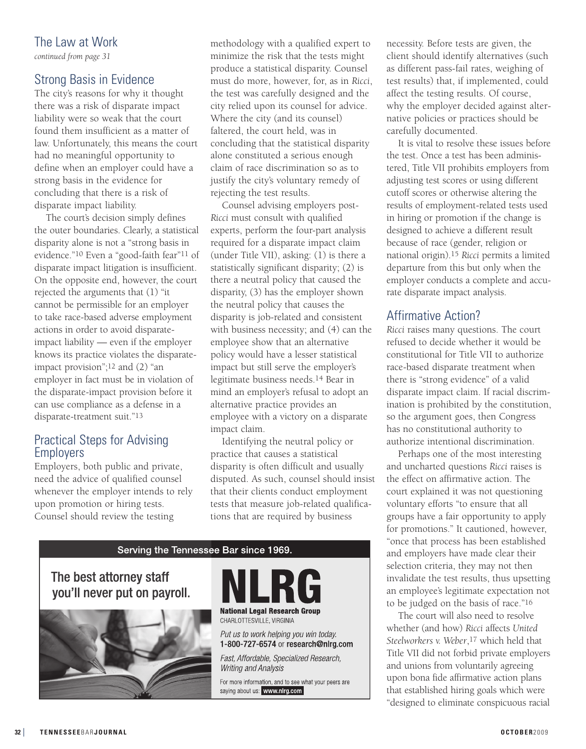## The Law at Work

*continued from page 31*

### Strong Basis in Evidence

The city's reasons for why it thought there was a risk of disparate impact liability were so weak that the court found them insufficient as a matter of law. Unfortunately, this means the court had no meaningful opportunity to define when an employer could have a strong basis in the evidence for concluding that there is a risk of disparate impact liability.

The court's decision simply defines the outer boundaries. Clearly, a statistical disparity alone is not a "strong basis in evidence."[10] Even a "good-faith fear"[11] of disparate impact litigation is insufficient. On the opposite end, however, the court rejected the arguments that (1) "it cannot be permissible for an employer to take race-based adverse employment actions in order to avoid disparate-impact liability — even if the employer knows its practice violates the disparate-impact provision";[12] and (2) "an employer in fact must be in violation of the disparate-impact provision before it can use compliance as a defense in a disparate-treatment suit."[13]

### Practical Steps for Advising Employers

Employers, both public and private, need the advice of qualified counsel whenever the employer intends to rely upon promotion or hiring tests. Counsel should review the testing methodology with a qualified expert to minimize the risk that the tests might produce a statistical disparity. Counsel must do more, however, for, as in *Ricci*, the test was carefully designed and the city relied upon its counsel for advice. Where the city (and its counsel) faltered, the court held, was in concluding that the statistical disparity alone constituted a serious enough claim of race discrimination so as to justify the city's voluntary remedy of rejecting the test results.

Counsel advising employers post-*Ricci* must consult with qualified experts, perform the four-part analysis required for a disparate impact claim (under Title VII), asking: (1) is there a statistically significant disparity; (2) is there a neutral policy that caused the disparity, (3) has the employer shown the neutral policy that causes the disparity is job-related and consistent with business necessity; and (4) can the employee show that an alternative policy would have a lesser statistical impact but still serve the employer's legitimate business needs.[14] Bear in mind an employer's refusal to adopt an alternative practice provides an employee with a victory on a disparate impact claim.

Identifying the neutral policy or practice that causes a statistical disparity is often difficult and usually disputed. As such, counsel should insist that their clients conduct employment tests that measure job-related qualifications that are required by business necessity. Before tests are given, the client should identify alternatives (such as different pass-fail rates, weighing of test results) that, if implemented, could affect the testing results. Of course, why the employer decided against alternative policies or practices should be carefully documented.

It is vital to resolve these issues before the test. Once a test has been administered, Title VII prohibits employers from adjusting test scores or using different cutoff scores or otherwise altering the results of employment-related tests used in hiring or promotion if the change is designed to achieve a different result because of race (gender, religion or national origin).[15] *Ricci* permits a limited departure from this but only when the employer conducts a complete and accurate disparate impact analysis.

### Affirmative Action?

*Ricci* raises many questions. The court refused to decide whether it would be constitutional for Title VII to authorize race-based disparate treatment when there is "strong evidence" of a valid disparate impact claim. If racial discrimination is prohibited by the constitution, so the argument goes, then Congress has no constitutional authority to authorize intentional discrimination.

Perhaps one of the most interesting and uncharted questions *Ricci* raises is the effect on affirmative action. The court explained it was not questioning voluntary efforts "to ensure that all groups have a fair opportunity to apply for promotions." It cautioned, however, "once that process has been established and employers have made clear their selection criteria, they may not then invalidate the test results, thus upsetting an employee's legitimate expectation not to be judged on the basis of race."[16]

The court will also need to resolve whether (and how) *Ricci* affects *United Steelworkers v. Weber*,[17] which held that Title VII did not forbid private employers and unions from voluntarily agreeing upon bona fide affirmative action plans that established hiring goals which were "designed to eliminate conspicuous racial

---

**Serving the Tennessee Bar since 1969.**

**The best attorney staff you'll never put on payroll.**

**NLRG**
**National Legal Research Group**
CHARLOTTESVILLE, VIRGINIA

*Put us to work helping you win today.*
**1-800-727-6574** or **research@nlrg.com**

*Fast, Affordable, Specialized Research, Writing and Analysis*

For more information, and to see what your peers are saying about us: **www.nlrg.com**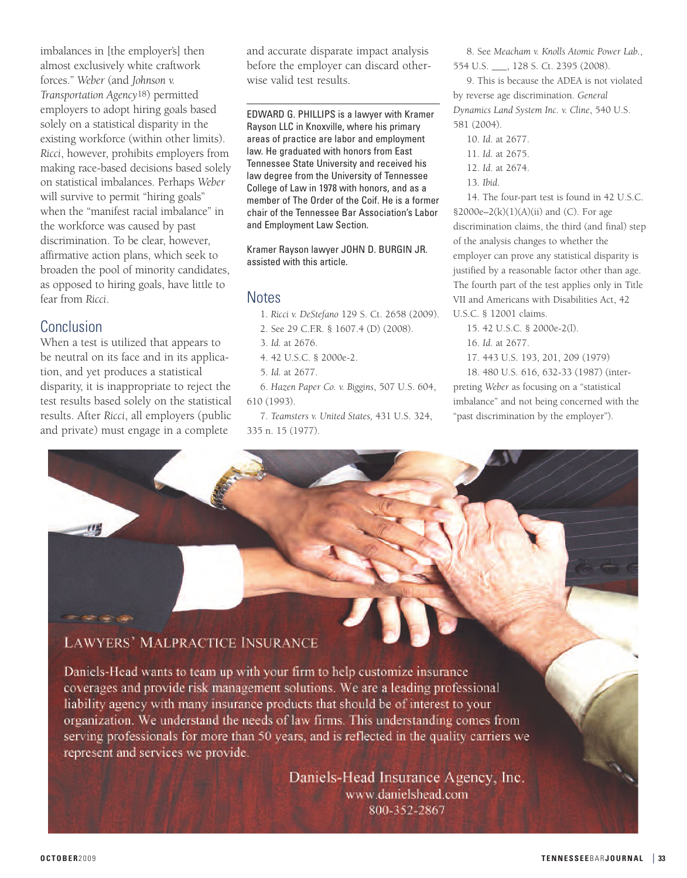imbalances in [the employer's] then almost exclusively white craftwork forces." *Weber* (and *Johnson v. Transportation Agency*[18]) permitted employers to adopt hiring goals based solely on a statistical disparity in the existing workforce (within other limits). *Ricci*, however, prohibits employers from making race-based decisions based solely on statistical imbalances. Perhaps *Weber* will survive to permit "hiring goals" when the "manifest racial imbalance" in the workforce was caused by past discrimination. To be clear, however, affirmative action plans, which seek to broaden the pool of minority candidates, as opposed to hiring goals, have little to fear from *Ricci*.

## Conclusion

When a test is utilized that appears to be neutral on its face and in its application, and yet produces a statistical disparity, it is inappropriate to reject the test results based solely on the statistical results. After *Ricci*, all employers (public and private) must engage in a complete and accurate disparate impact analysis before the employer can discard otherwise valid test results.

---

EDWARD G. PHILLIPS is a lawyer with Kramer Rayson LLC in Knoxville, where his primary areas of practice are labor and employment law. He graduated with honors from East Tennessee State University and received his law degree from the University of Tennessee College of Law in 1978 with honors, and as a member of The Order of the Coif. He is a former chair of the Tennessee Bar Association's Labor and Employment Law Section.

Kramer Rayson lawyer JOHN D. BURGIN JR. assisted with this article.

## Notes

1. *Ricci v. DeStefano* 129 S. Ct. 2658 (2009).
2. See 29 C.F.R. § 1607.4 (D) (2008).
3. *Id.* at 2676.
4. 42 U.S.C. § 2000e-2.
5. *Id.* at 2677.
6. *Hazen Paper Co. v. Biggins*, 507 U.S. 604, 610 (1993).
7. *Teamsters v. United States,* 431 U.S. 324, 335 n. 15 (1977).
8. See *Meacham v. Knolls Atomic Power Lab.*, 554 U.S. ___, 128 S. Ct. 2395 (2008).
9. This is because the ADEA is not violated by reverse age discrimination. *General Dynamics Land System Inc. v. Cline*, 540 U.S. 581 (2004).
10. *Id.* at 2677.
11. *Id.* at 2675.
12. *Id.* at 2674.
13. *Ibid.*
14. The four-part test is found in 42 U.S.C. §2000e–2(k)(1)(A)(ii) and (C). For age discrimination claims, the third (and final) step of the analysis changes to whether the employer can prove any statistical disparity is justified by a reasonable factor other than age. The fourth part of the test applies only in Title VII and Americans with Disabilities Act, 42 U.S.C. § 12001 claims.
15. 42 U.S.C. § 2000e-2(l).
16. *Id.* at 2677.
17. 443 U.S. 193, 201, 209 (1979)
18. 480 U.S. 616, 632-33 (1987) (interpreting *Weber* as focusing on a "statistical imbalance" and not being concerned with the "past discrimination by the employer").

---

LAWYERS' MALPRACTICE INSURANCE

Daniels-Head wants to team up with your firm to help customize insurance coverages and provide risk management solutions. We are a leading professional liability agency with many insurance products that should be of interest to your organization. We understand the needs of law firms. This understanding comes from serving professionals for more than 50 years, and is reflected in the quality carriers we represent and services we provide.

Daniels-Head Insurance Agency, Inc.
www.danielshead.com
800-352-2867